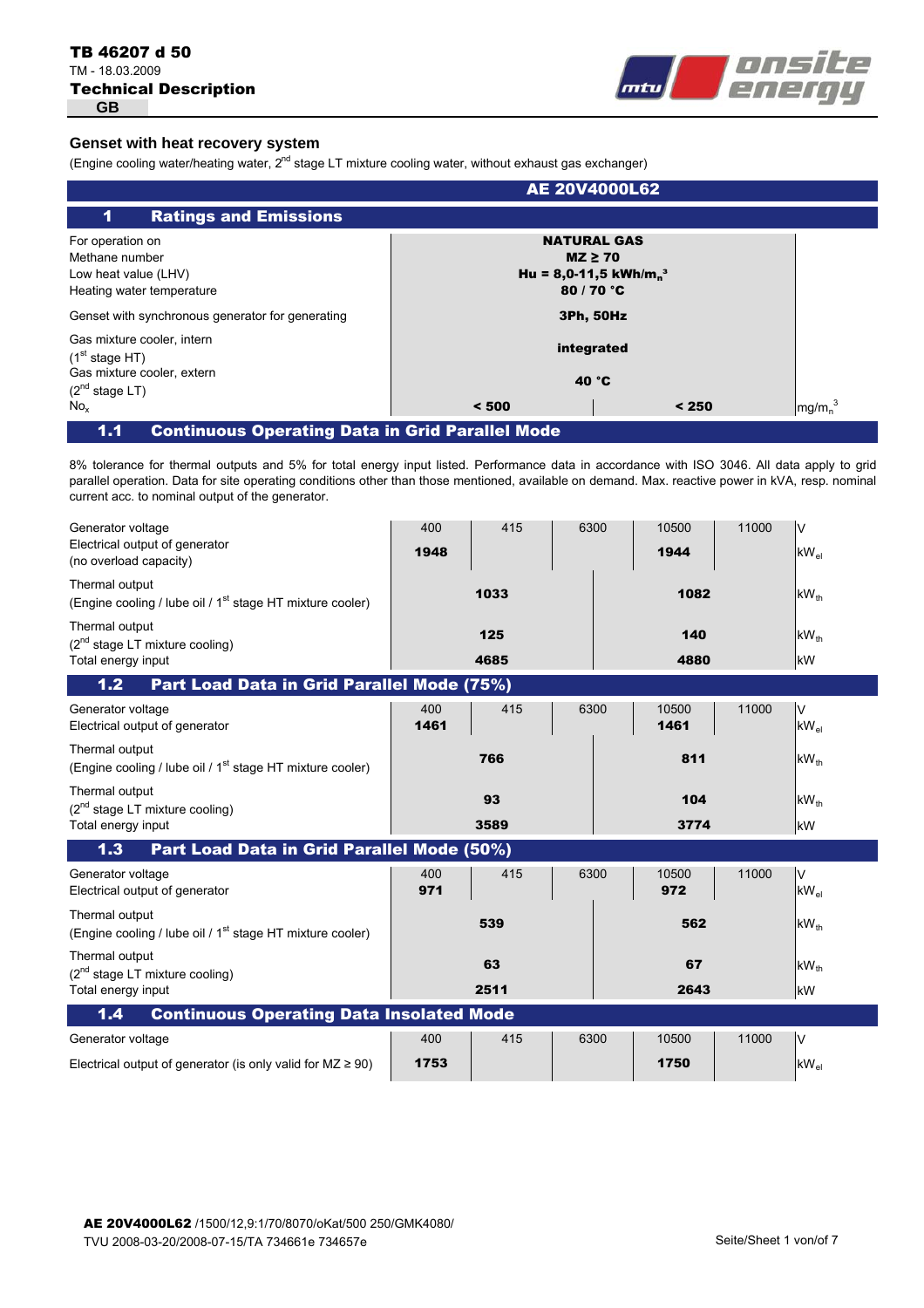**TB 46207 d 50**
TM - 18.03.2009
**Technical Description**
**GB**

## Genset with heat recovery system

(Engine cooling water/heating water, 2nd stage LT mixture cooling water, without exhaust gas exchanger)

### AE 20V4000L62

## 1 Ratings and Emissions

| | | |
|---|---|---|
| For operation on | **NATURAL GAS** | |
| Methane number | **MZ ≥ 70** | |
| Low heat value (LHV) | **Hu = 8,0-11,5 kWh/m$_n^3$** | |
| Heating water temperature | **80 / 70 °C** | |
| Genset with synchronous generator for generating | **3Ph, 50Hz** | |
| Gas mixture cooler, intern (1st stage HT) | **integrated** | |
| Gas mixture cooler, extern (2nd stage LT) | **40 °C** | |
| $No_x$ | **< 500** / **< 250** | mg/m$_n^3$ |

### 1.1 Continuous Operating Data in Grid Parallel Mode

8% tolerance for thermal outputs and 5% for total energy input listed. Performance data in accordance with ISO 3046. All data apply to grid parallel operation. Data for site operating conditions other than those mentioned, available on demand. Max. reactive power in kVA, resp. nominal current acc. to nominal output of the generator.

| | | | | | | |
|---|---|---|---|---|---|---|
| Generator voltage | 400 | 415 | 6300 | 10500 | 11000 | V |
| Electrical output of generator (no overload capacity) | **1948** | | | **1944** | | kW$_{el}$ |
| Thermal output (Engine cooling / lube oil / 1st stage HT mixture cooler) | **1033** | | | **1082** | | kW$_{th}$ |
| Thermal output (2nd stage LT mixture cooling) | **125** | | | **140** | | kW$_{th}$ |
| Total energy input | **4685** | | | **4880** | | kW |

### 1.2 Part Load Data in Grid Parallel Mode (75%)

| | | | | | | |
|---|---|---|---|---|---|---|
| Generator voltage | 400 | 415 | 6300 | 10500 | 11000 | V |
| Electrical output of generator | **1461** | | | **1461** | | kW$_{el}$ |
| Thermal output (Engine cooling / lube oil / 1st stage HT mixture cooler) | **766** | | | **811** | | kW$_{th}$ |
| Thermal output (2nd stage LT mixture cooling) | **93** | | | **104** | | kW$_{th}$ |
| Total energy input | **3589** | | | **3774** | | kW |

### 1.3 Part Load Data in Grid Parallel Mode (50%)

| | | | | | | |
|---|---|---|---|---|---|---|
| Generator voltage | 400 | 415 | 6300 | 10500 | 11000 | V |
| Electrical output of generator | **971** | | | **972** | | kW$_{el}$ |
| Thermal output (Engine cooling / lube oil / 1st stage HT mixture cooler) | **539** | | | **562** | | kW$_{th}$ |
| Thermal output (2nd stage LT mixture cooling) | **63** | | | **67** | | kW$_{th}$ |
| Total energy input | **2511** | | | **2643** | | kW |

### 1.4 Continuous Operating Data Insolated Mode

| | | | | | | |
|---|---|---|---|---|---|---|
| Generator voltage | 400 | 415 | 6300 | 10500 | 11000 | V |
| Electrical output of generator (is only valid for MZ ≥ 90) | **1753** | | | **1750** | | kW$_{el}$ |

**AE 20V4000L62** /1500/12,9:1/70/8070/oKat/500 250/GMK4080/
TVU 2008-03-20/2008-07-15/TA 734661e 734657e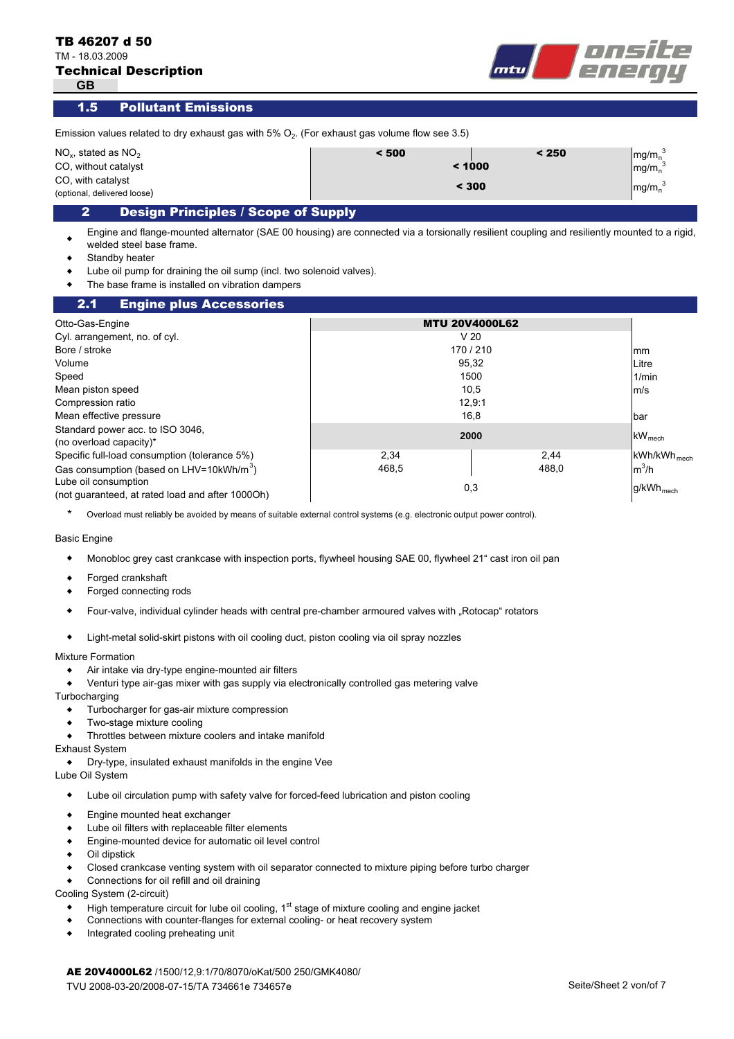## 1.5 Pollutant Emissions

Emission values related to dry exhaust gas with 5% $O_2$. (For exhaust gas volume flow see 3.5)

| | | | |
|---|---|---|---|
| $NO_x$, stated as $NO_2$ | < 500 | < 250 | $mg/m_n^3$ |
| CO, without catalyst | < 1000 | | $mg/m_n^3$ |
| CO, with catalyst (optional, delivered loose) | < 300 | | $mg/m_n^3$ |

## 2 Design Principles / Scope of Supply

- Engine and flange-mounted alternator (SAE 00 housing) are connected via a torsionally resilient coupling and resiliently mounted to a rigid, welded steel base frame.
- Standby heater
- Lube oil pump for draining the oil sump (incl. two solenoid valves).
- The base frame is installed on vibration dampers

## 2.1 Engine plus Accessories

| | | | |
|---|---|---|---|
| Otto-Gas-Engine | **MTU 20V4000L62** | | |
| Cyl. arrangement, no. of cyl. | V 20 | | |
| Bore / stroke | 170 / 210 | | mm |
| Volume | 95,32 | | Litre |
| Speed | 1500 | | 1/min |
| Mean piston speed | 10,5 | | m/s |
| Compression ratio | 12,9:1 | | |
| Mean effective pressure | 16,8 | | bar |
| Standard power acc. to ISO 3046, (no overload capacity)* | **2000** | | $kW_{mech}$ |
| Specific full-load consumption (tolerance 5%) | 2,34 | 2,44 | $kWh/kWh_{mech}$ |
| Gas consumption (based on LHV=10kWh/$m^3$) | 468,5 | 488,0 | $m^3/h$ |
| Lube oil consumption (not guaranteed, at rated load and after 1000Oh) | 0,3 | | $g/kWh_{mech}$ |

\* Overload must reliably be avoided by means of suitable external control systems (e.g. electronic output power control).

Basic Engine

- Monobloc grey cast crankcase with inspection ports, flywheel housing SAE 00, flywheel 21" cast iron oil pan
- Forged crankshaft
- Forged connecting rods
- Four-valve, individual cylinder heads with central pre-chamber armoured valves with „Rotocap" rotators
- Light-metal solid-skirt pistons with oil cooling duct, piston cooling via oil spray nozzles

Mixture Formation

- Air intake via dry-type engine-mounted air filters
- Venturi type air-gas mixer with gas supply via electronically controlled gas metering valve

Turbocharging

- Turbocharger for gas-air mixture compression
- Two-stage mixture cooling
- Throttles between mixture coolers and intake manifold

Exhaust System

- Dry-type, insulated exhaust manifolds in the engine Vee

Lube Oil System

- Lube oil circulation pump with safety valve for forced-feed lubrication and piston cooling
- Engine mounted heat exchanger
- Lube oil filters with replaceable filter elements
- Engine-mounted device for automatic oil level control
- Oil dipstick
- Closed crankcase venting system with oil separator connected to mixture piping before turbo charger
- Connections for oil refill and oil draining

Cooling System (2-circuit)

- High temperature circuit for lube oil cooling, 1st stage of mixture cooling and engine jacket
- Connections with counter-flanges for external cooling- or heat recovery system
- Integrated cooling preheating unit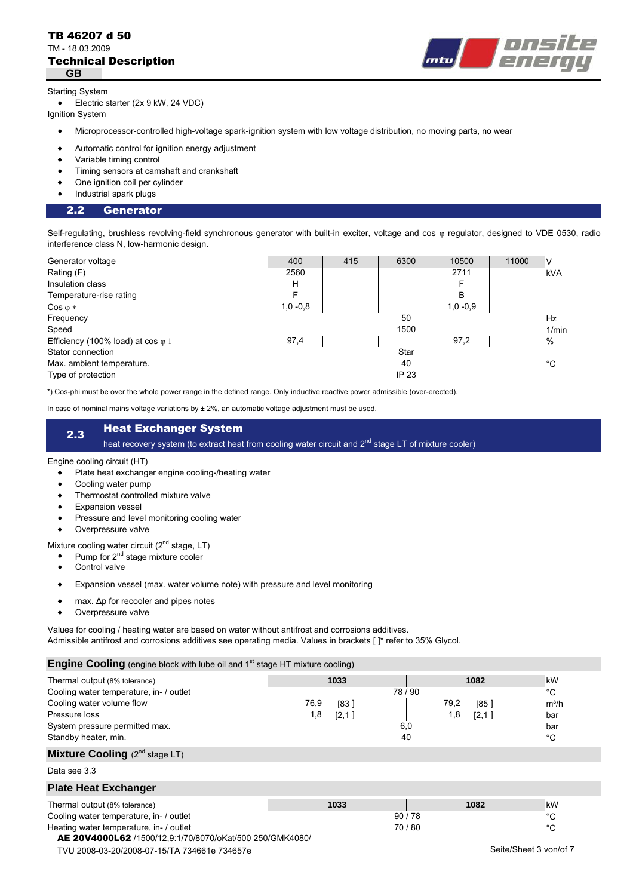Starting System

- Electric starter (2x 9 kW, 24 VDC)

Ignition System

- Microprocessor-controlled high-voltage spark-ignition system with low voltage distribution, no moving parts, no wear
- Automatic control for ignition energy adjustment
- Variable timing control
- Timing sensors at camshaft and crankshaft
- One ignition coil per cylinder
- Industrial spark plugs

## 2.2 Generator

Self-regulating, brushless revolving-field synchronous generator with built-in exciter, voltage and cos φ regulator, designed to VDE 0530, radio interference class N, low-harmonic design.

| Generator voltage | 400 | 415 | 6300 | 10500 | 11000 | V |
|---|---|---|---|---|---|---|
| Rating (F) | 2560 | | | 2711 | | kVA |
| Insulation class | H | | | F | | |
| Temperature-rise rating | F | | | B | | |
| Cos φ * | 1,0 -0,8 | | | 1,0 -0,9 | | |
| Frequency | | | 50 | | | Hz |
| Speed | | | 1500 | | | 1/min |
| Efficiency (100% load) at cos φ 1 | 97,4 | | | 97,2 | | % |
| Stator connection | | | Star | | | |
| Max. ambient temperature. | | | 40 | | | °C |
| Type of protection | | | IP 23 | | | |

*) Cos-phi must be over the whole power range in the defined range. Only inductive reactive power admissible (over-erected).

In case of nominal mains voltage variations by ± 2%, an automatic voltage adjustment must be used.

## 2.3 Heat Exchanger System

heat recovery system (to extract heat from cooling water circuit and 2nd stage LT of mixture cooler)

Engine cooling circuit (HT)

- Plate heat exchanger engine cooling-/heating water
- Cooling water pump
- Thermostat controlled mixture valve
- Expansion vessel
- Pressure and level monitoring cooling water
- Overpressure valve

Mixture cooling water circuit (2nd stage, LT)

- Pump for 2nd stage mixture cooler
- Control valve
- Expansion vessel (max. water volume note) with pressure and level monitoring
- max. Δp for recooler and pipes notes
- Overpressure valve

Values for cooling / heating water are based on water without antifrost and corrosions additives.
Admissible antifrost and corrosions additives see operating media. Values in brackets [ ]* refer to 35% Glycol.

### Engine Cooling (engine block with lube oil and 1st stage HT mixture cooling)

| | | | |
|---|---|---|---|
| Thermal output (8% tolerance) | **1033** | **1082** | kW |
| Cooling water temperature, in- / outlet | 78 / 90 | 78 / 90 | °C |
| Cooling water volume flow | 76,9 [83 ] | 79,2 [85 ] | m³/h |
| Pressure loss | 1,8 [2,1 ] | 1,8 [2,1 ] | bar |
| System pressure permitted max. | 6,0 | 6,0 | bar |
| Standby heater, min. | 40 | 40 | °C |

### Mixture Cooling (2nd stage LT)

Data see 3.3

### Plate Heat Exchanger

| | | | |
|---|---|---|---|
| Thermal output (8% tolerance) | **1033** | **1082** | kW |
| Cooling water temperature, in- / outlet | 90 / 78 | 90 / 78 | °C |
| Heating water temperature, in- / outlet | 70 / 80 | 70 / 80 | °C |

**AE 20V4000L62** /1500/12,9:1/70/8070/oKat/500 250/GMK4080/
TVU 2008-03-20/2008-07-15/TA 734661e 734657e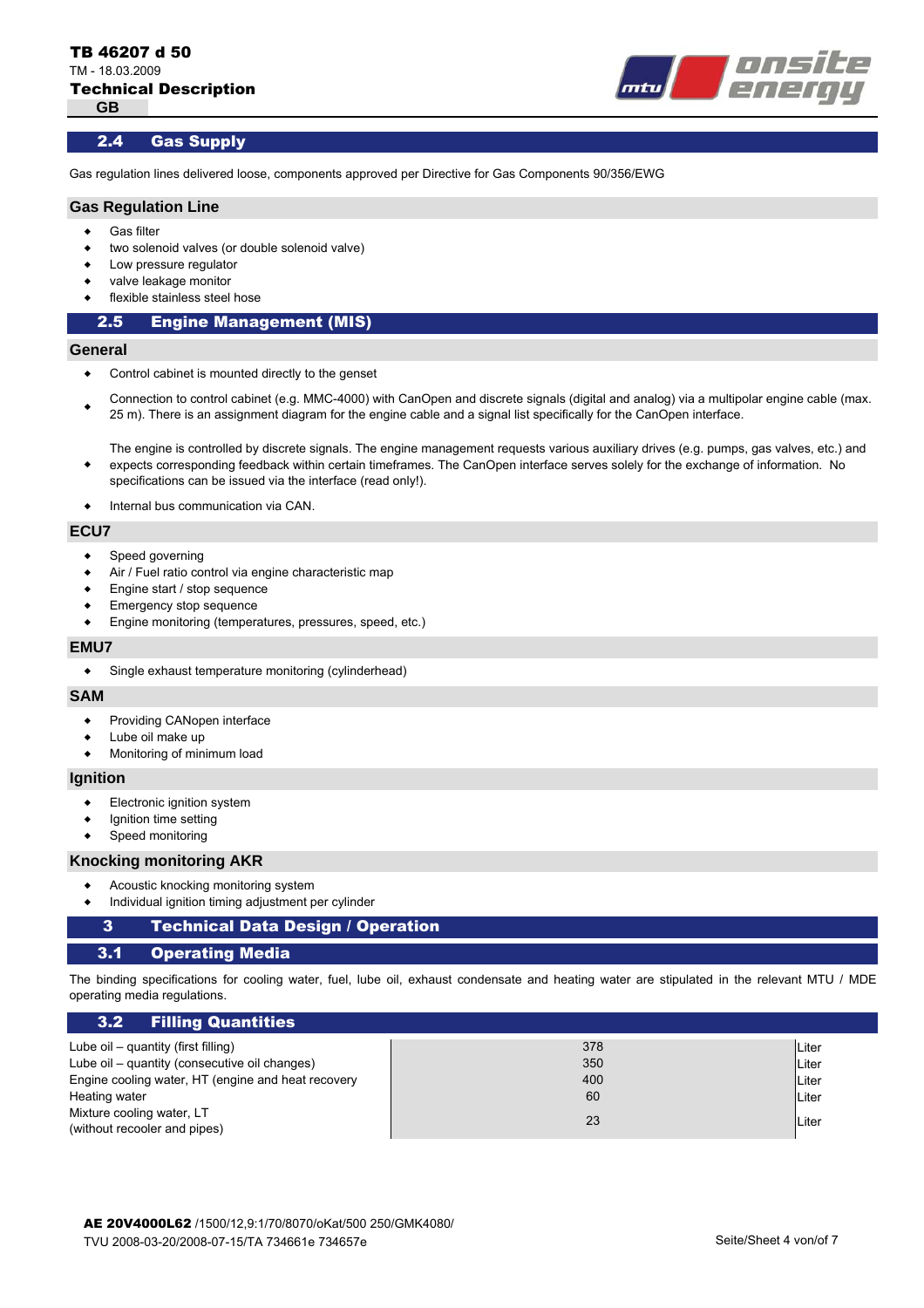## 2.4 Gas Supply

Gas regulation lines delivered loose, components approved per Directive for Gas Components 90/356/EWG

### Gas Regulation Line

- Gas filter
- two solenoid valves (or double solenoid valve)
- Low pressure regulator
- valve leakage monitor
- flexible stainless steel hose

## 2.5 Engine Management (MIS)

### General

- Control cabinet is mounted directly to the genset
- Connection to control cabinet (e.g. MMC-4000) with CanOpen and discrete signals (digital and analog) via a multipolar engine cable (max. 25 m). There is an assignment diagram for the engine cable and a signal list specifically for the CanOpen interface.
- The engine is controlled by discrete signals. The engine management requests various auxiliary drives (e.g. pumps, gas valves, etc.) and expects corresponding feedback within certain timeframes. The CanOpen interface serves solely for the exchange of information. No specifications can be issued via the interface (read only!).
- Internal bus communication via CAN.

### ECU7

- Speed governing
- Air / Fuel ratio control via engine characteristic map
- Engine start / stop sequence
- Emergency stop sequence
- Engine monitoring (temperatures, pressures, speed, etc.)

### EMU7

- Single exhaust temperature monitoring (cylinderhead)

### SAM

- Providing CANopen interface
- Lube oil make up
- Monitoring of minimum load

### Ignition

- Electronic ignition system
- Ignition time setting
- Speed monitoring

### Knocking monitoring AKR

- Acoustic knocking monitoring system
- Individual ignition timing adjustment per cylinder

# 3 Technical Data Design / Operation

## 3.1 Operating Media

The binding specifications for cooling water, fuel, lube oil, exhaust condensate and heating water are stipulated in the relevant MTU / MDE operating media regulations.

## 3.2 Filling Quantities

| | | |
|---|---|---|
| Lube oil – quantity (first filling) | 378 | Liter |
| Lube oil – quantity (consecutive oil changes) | 350 | Liter |
| Engine cooling water, HT (engine and heat recovery | 400 | Liter |
| Heating water | 60 | Liter |
| Mixture cooling water, LT (without recooler and pipes) | 23 | Liter |

**AE 20V4000L62** /1500/12,9:1/70/8070/oKat/500 250/GMK4080/
TVU 2008-03-20/2008-07-15/TA 734661e 734657e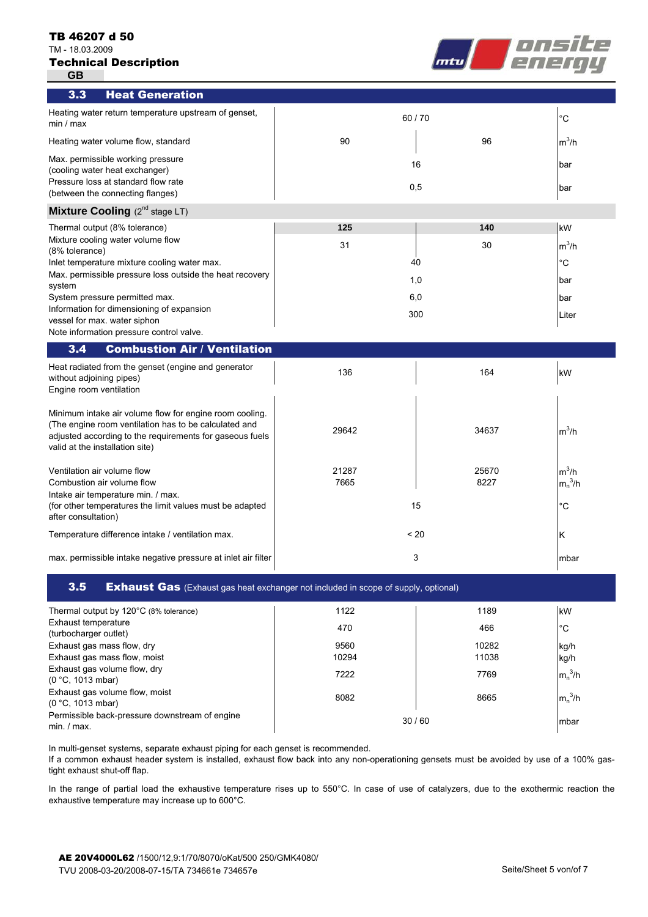## 3.3 Heat Generation

| Parameter | | | Unit |
|---|---|---|---|
| Heating water return temperature upstream of genset, min / max | 60 / 70 | | °C |
| Heating water volume flow, standard | 90 | 96 | $m^3/h$ |
| Max. permissible working pressure (cooling water heat exchanger) | 16 | | bar |
| Pressure loss at standard flow rate (between the connecting flanges) | 0,5 | | bar |

### Mixture Cooling (2nd stage LT)

| Parameter | | | Unit |
|---|---|---|---|
| Thermal output (8% tolerance) | **125** | **140** | kW |
| Mixture cooling water volume flow (8% tolerance) | 31 | 30 | $m^3/h$ |
| Inlet temperature mixture cooling water max. | 40 | | °C |
| Max. permissible pressure loss outside the heat recovery system | 1,0 | | bar |
| System pressure permitted max. | 6,0 | | bar |
| Information for dimensioning of expansion vessel for max. water siphon | 300 | | Liter |

Note information pressure control valve.

## 3.4 Combustion Air / Ventilation

| Parameter | | | Unit |
|---|---|---|---|
| Heat radiated from the genset (engine and generator without adjoining pipes) | 136 | 164 | kW |
| Engine room ventilation | | | |
| Minimum intake air volume flow for engine room cooling. (The engine room ventilation has to be calculated and adjusted according to the requirements for gaseous fuels valid at the installation site) | 29642 | 34637 | $m^3/h$ |
| Ventilation air volume flow | 21287 | 25670 | $m^3/h$ |
| Combustion air volume flow | 7665 | 8227 | $m_n^3/h$ |
| Intake air temperature min. / max. (for other temperatures the limit values must be adapted after consultation) | 15 | | °C |
| Temperature difference intake / ventilation max. | < 20 | | K |
| max. permissible intake negative pressure at inlet air filter | 3 | | mbar |

## 3.5 Exhaust Gas (Exhaust gas heat exchanger not included in scope of supply, optional)

| Parameter | | | Unit |
|---|---|---|---|
| Thermal output by 120°C (8% tolerance) | 1122 | 1189 | kW |
| Exhaust temperature (turbocharger outlet) | 470 | 466 | °C |
| Exhaust gas mass flow, dry | 9560 | 10282 | kg/h |
| Exhaust gas mass flow, moist | 10294 | 11038 | kg/h |
| Exhaust gas volume flow, dry (0 °C, 1013 mbar) | 7222 | 7769 | $m_n^3/h$ |
| Exhaust gas volume flow, moist (0 °C, 1013 mbar) | 8082 | 8665 | $m_n^3/h$ |
| Permissible back-pressure downstream of engine min. / max. | 30 / 60 | | mbar |

In multi-genset systems, separate exhaust piping for each genset is recommended.
If a common exhaust header system is installed, exhaust flow back into any non-operationing gensets must be avoided by use of a 100% gas-tight exhaust shut-off flap.

In the range of partial load the exhaustive temperature rises up to 550°C. In case of use of catalyzers, due to the exothermic reaction the exhaustive temperature may increase up to 600°C.

**AE 20V4000L62** /1500/12,9:1/70/8070/oKat/500 250/GMK4080/
TVU 2008-03-20/2008-07-15/TA 734661e 734657e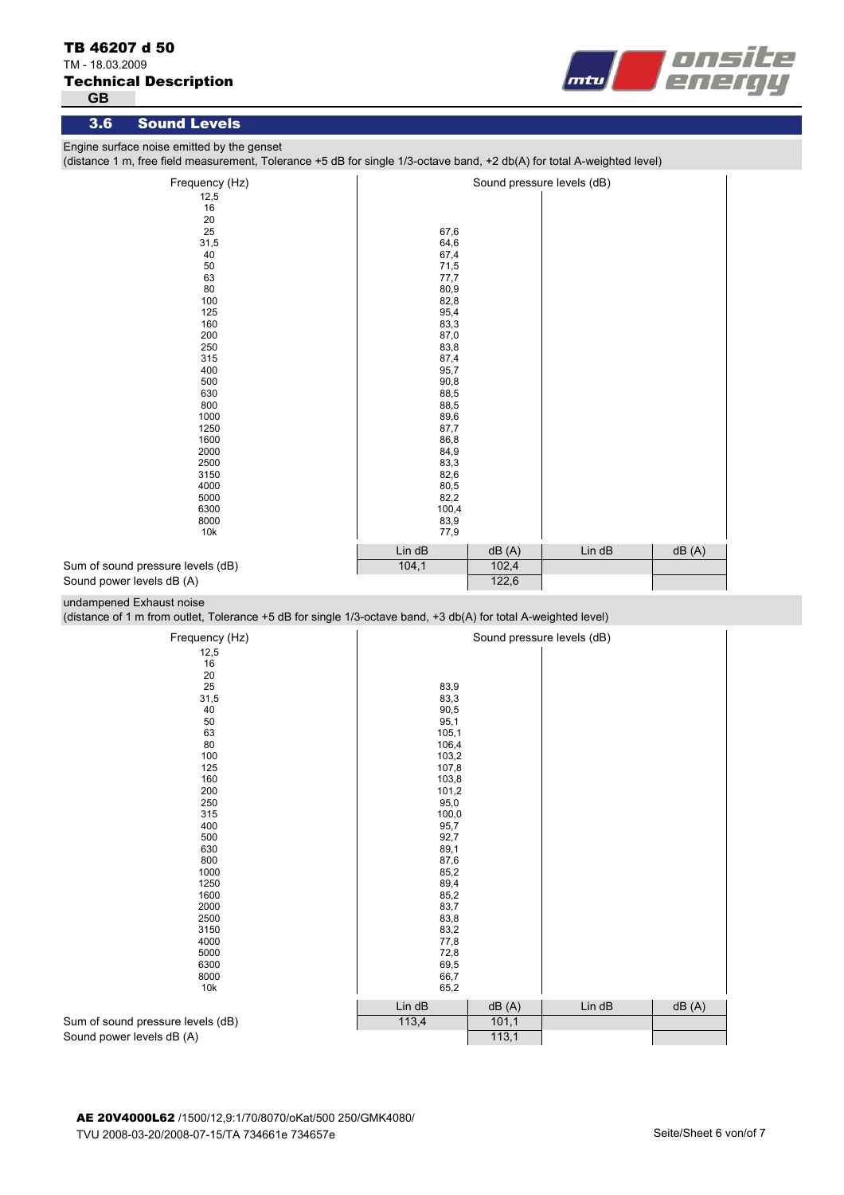TB 46207 d 50

TM - 18.03.2009

**Technical Description**

GB

## 3.6 Sound Levels

Engine surface noise emitted by the genset
(distance 1 m, free field measurement, Tolerance +5 dB for single 1/3-octave band, +2 db(A) for total A-weighted level)

| Frequency (Hz) | Sound pressure levels (dB) | | | |
|---|---|---|---|---|
| 12,5 | | | | |
| 16 | | | | |
| 20 | | | | |
| 25 | 67,6 | | | |
| 31,5 | 64,6 | | | |
| 40 | 67,4 | | | |
| 50 | 71,5 | | | |
| 63 | 77,7 | | | |
| 80 | 80,9 | | | |
| 100 | 82,8 | | | |
| 125 | 95,4 | | | |
| 160 | 83,3 | | | |
| 200 | 87,0 | | | |
| 250 | 83,8 | | | |
| 315 | 87,4 | | | |
| 400 | 95,7 | | | |
| 500 | 90,8 | | | |
| 630 | 88,5 | | | |
| 800 | 88,5 | | | |
| 1000 | 89,6 | | | |
| 1250 | 87,7 | | | |
| 1600 | 86,8 | | | |
| 2000 | 84,9 | | | |
| 2500 | 83,3 | | | |
| 3150 | 82,6 | | | |
| 4000 | 80,5 | | | |
| 5000 | 82,2 | | | |
| 6300 | 100,4 | | | |
| 8000 | 83,9 | | | |
| 10k | 77,9 | | | |
| | Lin dB | dB (A) | Lin dB | dB (A) |
| Sum of sound pressure levels (dB) | 104,1 | 102,4 | | |
| Sound power levels dB (A) | | 122,6 | | |

undampened Exhaust noise
(distance of 1 m from outlet, Tolerance +5 dB for single 1/3-octave band, +3 db(A) for total A-weighted level)

| Frequency (Hz) | Sound pressure levels (dB) | | | |
|---|---|---|---|---|
| 12,5 | | | | |
| 16 | | | | |
| 20 | | | | |
| 25 | 83,9 | | | |
| 31,5 | 83,3 | | | |
| 40 | 90,5 | | | |
| 50 | 95,1 | | | |
| 63 | 105,1 | | | |
| 80 | 106,4 | | | |
| 100 | 103,2 | | | |
| 125 | 107,8 | | | |
| 160 | 103,8 | | | |
| 200 | 101,2 | | | |
| 250 | 95,0 | | | |
| 315 | 100,0 | | | |
| 400 | 95,7 | | | |
| 500 | 92,7 | | | |
| 630 | 89,1 | | | |
| 800 | 87,6 | | | |
| 1000 | 85,2 | | | |
| 1250 | 89,4 | | | |
| 1600 | 85,2 | | | |
| 2000 | 83,7 | | | |
| 2500 | 83,8 | | | |
| 3150 | 83,2 | | | |
| 4000 | 77,8 | | | |
| 5000 | 72,8 | | | |
| 6300 | 69,5 | | | |
| 8000 | 66,7 | | | |
| 10k | 65,2 | | | |
| | Lin dB | dB (A) | Lin dB | dB (A) |
| Sum of sound pressure levels (dB) | 113,4 | 101,1 | | |
| Sound power levels dB (A) | | 113,1 | | |

**AE 20V4000L62** /1500/12,9:1/70/8070/oKat/500 250/GMK4080/
TVU 2008-03-20/2008-07-15/TA 734661e 734657e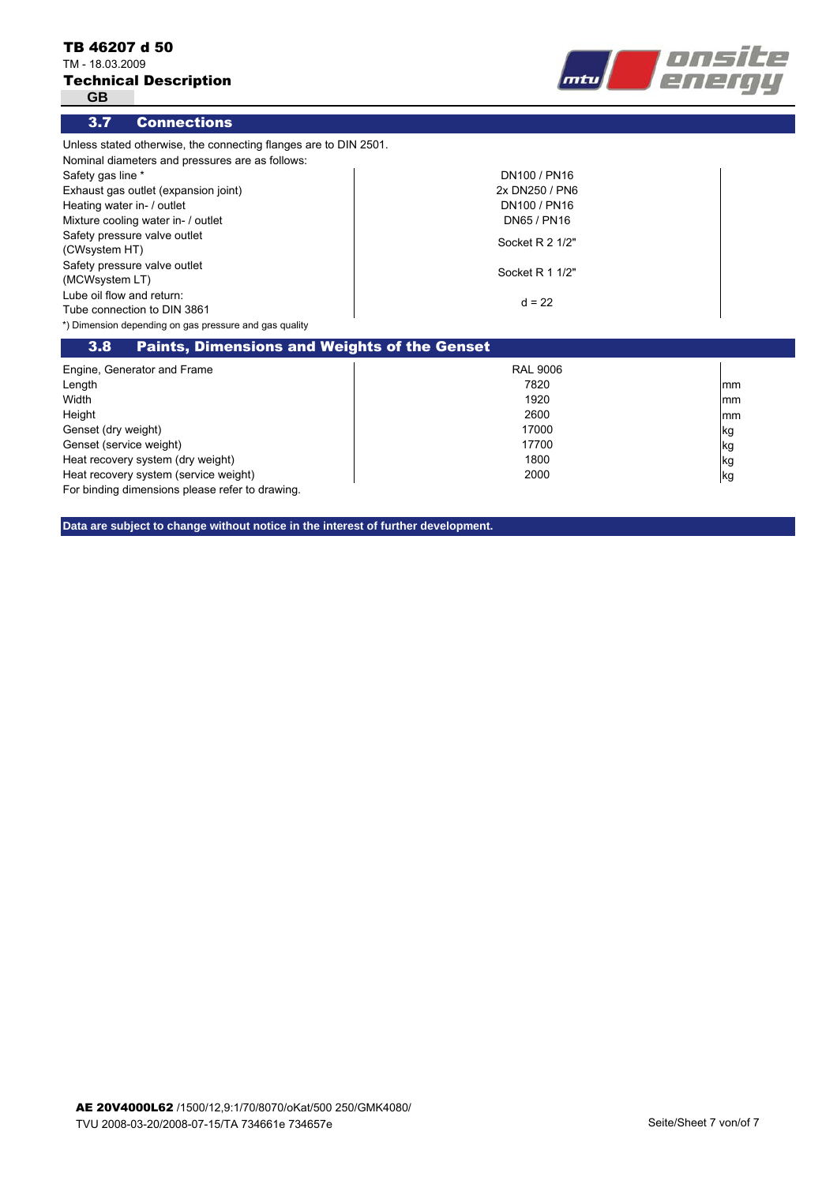## 3.7 Connections

Unless stated otherwise, the connecting flanges are to DIN 2501.
Nominal diameters and pressures are as follows:

| | |
|---|---|
| Safety gas line * | DN100 / PN16 |
| Exhaust gas outlet (expansion joint) | 2x DN250 / PN6 |
| Heating water in- / outlet | DN100 / PN16 |
| Mixture cooling water in- / outlet | DN65 / PN16 |
| Safety pressure valve outlet (CWsystem HT) | Socket R 2 1/2" |
| Safety pressure valve outlet (MCWsystem LT) | Socket R 1 1/2" |
| Lube oil flow and return: Tube connection to DIN 3861 | d = 22 |

*) Dimension depending on gas pressure and gas quality

## 3.8 Paints, Dimensions and Weights of the Genset

| | | |
|---|---|---|
| Engine, Generator and Frame | RAL 9006 | |
| Length | 7820 | mm |
| Width | 1920 | mm |
| Height | 2600 | mm |
| Genset (dry weight) | 17000 | kg |
| Genset (service weight) | 17700 | kg |
| Heat recovery system (dry weight) | 1800 | kg |
| Heat recovery system (service weight) | 2000 | kg |

For binding dimensions please refer to drawing.

**Data are subject to change without notice in the interest of further development.**